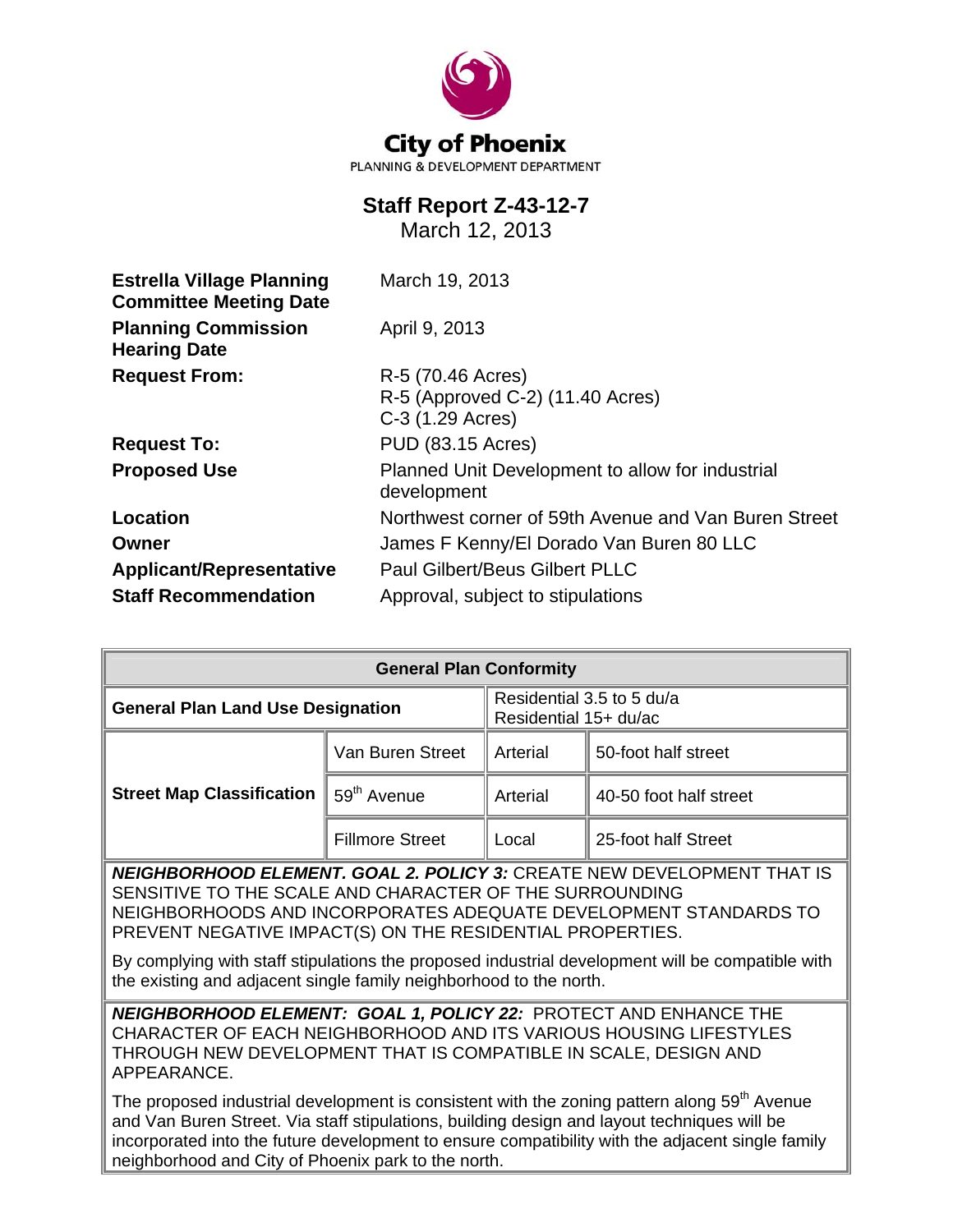**City of Phoenix**
PLANNING & DEVELOPMENT DEPARTMENT

# Staff Report Z-43-12-7

March 12, 2013

| | |
|---|---|
| **Estrella Village Planning Committee Meeting Date** | March 19, 2013 |
| **Planning Commission Hearing Date** | April 9, 2013 |
| **Request From:** | R-5 (70.46 Acres)<br>R-5 (Approved C-2) (11.40 Acres)<br>C-3 (1.29 Acres) |
| **Request To:** | PUD (83.15 Acres) |
| **Proposed Use** | Planned Unit Development to allow for industrial development |
| **Location** | Northwest corner of 59th Avenue and Van Buren Street |
| **Owner** | James F Kenny/El Dorado Van Buren 80 LLC |
| **Applicant/Representative** | Paul Gilbert/Beus Gilbert PLLC |
| **Staff Recommendation** | Approval, subject to stipulations |

| **General Plan Conformity** | | | |
|---|---|---|---|
| **General Plan Land Use Designation** | | Residential 3.5 to 5 du/a<br>Residential 15+ du/ac | |
| **Street Map Classification** | Van Buren Street | Arterial | 50-foot half street |
| | 59th Avenue | Arterial | 40-50 foot half street |
| | Fillmore Street | Local | 25-foot half Street |

***NEIGHBORHOOD ELEMENT. GOAL 2. POLICY 3:*** CREATE NEW DEVELOPMENT THAT IS SENSITIVE TO THE SCALE AND CHARACTER OF THE SURROUNDING NEIGHBORHOODS AND INCORPORATES ADEQUATE DEVELOPMENT STANDARDS TO PREVENT NEGATIVE IMPACT(S) ON THE RESIDENTIAL PROPERTIES.

By complying with staff stipulations the proposed industrial development will be compatible with the existing and adjacent single family neighborhood to the north.

***NEIGHBORHOOD ELEMENT: GOAL 1, POLICY 22:*** PROTECT AND ENHANCE THE CHARACTER OF EACH NEIGHBORHOOD AND ITS VARIOUS HOUSING LIFESTYLES THROUGH NEW DEVELOPMENT THAT IS COMPATIBLE IN SCALE, DESIGN AND APPEARANCE.

The proposed industrial development is consistent with the zoning pattern along 59th Avenue and Van Buren Street. Via staff stipulations, building design and layout techniques will be incorporated into the future development to ensure compatibility with the adjacent single family neighborhood and City of Phoenix park to the north.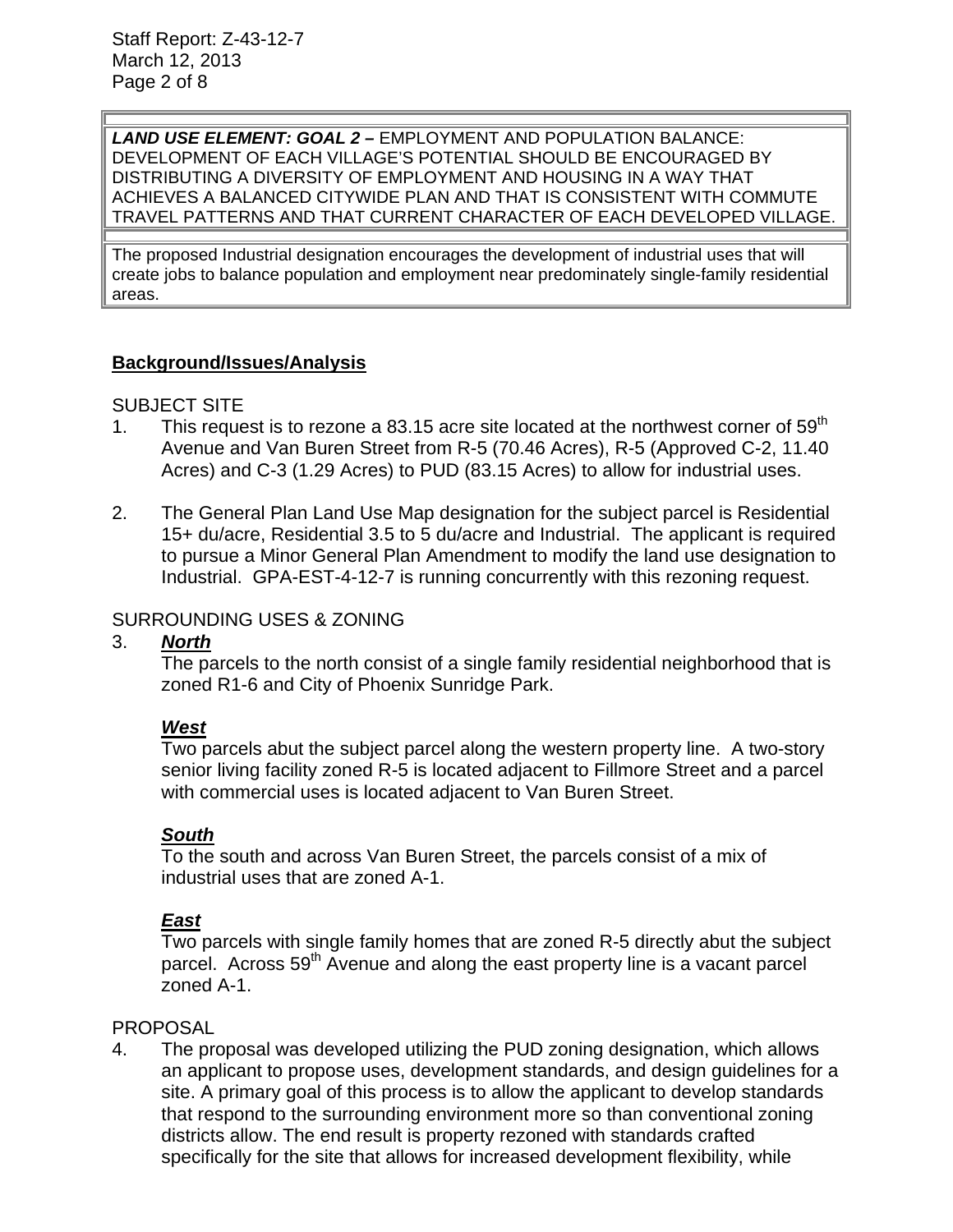***LAND USE ELEMENT: GOAL 2 –*** EMPLOYMENT AND POPULATION BALANCE: DEVELOPMENT OF EACH VILLAGE'S POTENTIAL SHOULD BE ENCOURAGED BY DISTRIBUTING A DIVERSITY OF EMPLOYMENT AND HOUSING IN A WAY THAT ACHIEVES A BALANCED CITYWIDE PLAN AND THAT IS CONSISTENT WITH COMMUTE TRAVEL PATTERNS AND THAT CURRENT CHARACTER OF EACH DEVELOPED VILLAGE.

The proposed Industrial designation encourages the development of industrial uses that will create jobs to balance population and employment near predominately single-family residential areas.

## Background/Issues/Analysis

SUBJECT SITE

1. This request is to rezone a 83.15 acre site located at the northwest corner of 59th Avenue and Van Buren Street from R-5 (70.46 Acres), R-5 (Approved C-2, 11.40 Acres) and C-3 (1.29 Acres) to PUD (83.15 Acres) to allow for industrial uses.

2. The General Plan Land Use Map designation for the subject parcel is Residential 15+ du/acre, Residential 3.5 to 5 du/acre and Industrial. The applicant is required to pursue a Minor General Plan Amendment to modify the land use designation to Industrial. GPA-EST-4-12-7 is running concurrently with this rezoning request.

SURROUNDING USES & ZONING

3. ***North***

   The parcels to the north consist of a single family residential neighborhood that is zoned R1-6 and City of Phoenix Sunridge Park.

   ***West***

   Two parcels abut the subject parcel along the western property line. A two-story senior living facility zoned R-5 is located adjacent to Fillmore Street and a parcel with commercial uses is located adjacent to Van Buren Street.

   ***South***

   To the south and across Van Buren Street, the parcels consist of a mix of industrial uses that are zoned A-1.

   ***East***

   Two parcels with single family homes that are zoned R-5 directly abut the subject parcel. Across 59th Avenue and along the east property line is a vacant parcel zoned A-1.

PROPOSAL

4. The proposal was developed utilizing the PUD zoning designation, which allows an applicant to propose uses, development standards, and design guidelines for a site. A primary goal of this process is to allow the applicant to develop standards that respond to the surrounding environment more so than conventional zoning districts allow. The end result is property rezoned with standards crafted specifically for the site that allows for increased development flexibility, while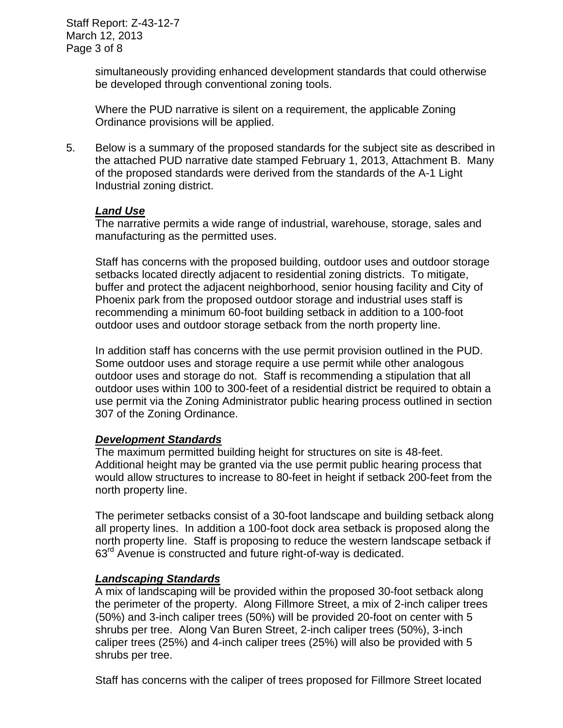simultaneously providing enhanced development standards that could otherwise be developed through conventional zoning tools.

Where the PUD narrative is silent on a requirement, the applicable Zoning Ordinance provisions will be applied.

5. Below is a summary of the proposed standards for the subject site as described in the attached PUD narrative date stamped February 1, 2013, Attachment B. Many of the proposed standards were derived from the standards of the A-1 Light Industrial zoning district.

***Land Use***

The narrative permits a wide range of industrial, warehouse, storage, sales and manufacturing as the permitted uses.

Staff has concerns with the proposed building, outdoor uses and outdoor storage setbacks located directly adjacent to residential zoning districts. To mitigate, buffer and protect the adjacent neighborhood, senior housing facility and City of Phoenix park from the proposed outdoor storage and industrial uses staff is recommending a minimum 60-foot building setback in addition to a 100-foot outdoor uses and outdoor storage setback from the north property line.

In addition staff has concerns with the use permit provision outlined in the PUD. Some outdoor uses and storage require a use permit while other analogous outdoor uses and storage do not. Staff is recommending a stipulation that all outdoor uses within 100 to 300-feet of a residential district be required to obtain a use permit via the Zoning Administrator public hearing process outlined in section 307 of the Zoning Ordinance.

***Development Standards***

The maximum permitted building height for structures on site is 48-feet. Additional height may be granted via the use permit public hearing process that would allow structures to increase to 80-feet in height if setback 200-feet from the north property line.

The perimeter setbacks consist of a 30-foot landscape and building setback along all property lines. In addition a 100-foot dock area setback is proposed along the north property line. Staff is proposing to reduce the western landscape setback if 63rd Avenue is constructed and future right-of-way is dedicated.

***Landscaping Standards***

A mix of landscaping will be provided within the proposed 30-foot setback along the perimeter of the property. Along Fillmore Street, a mix of 2-inch caliper trees (50%) and 3-inch caliper trees (50%) will be provided 20-foot on center with 5 shrubs per tree. Along Van Buren Street, 2-inch caliper trees (50%), 3-inch caliper trees (25%) and 4-inch caliper trees (25%) will also be provided with 5 shrubs per tree.

Staff has concerns with the caliper of trees proposed for Fillmore Street located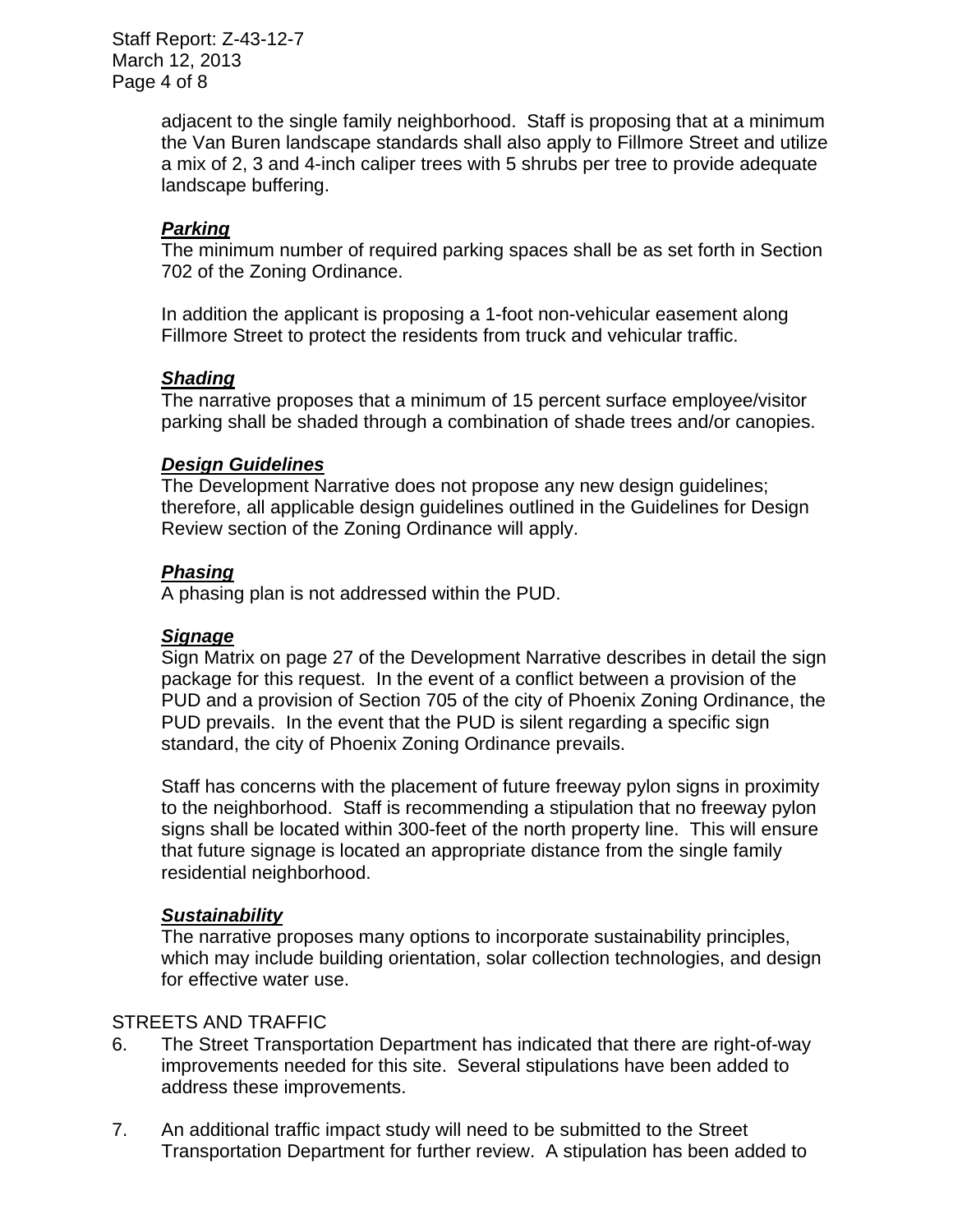adjacent to the single family neighborhood. Staff is proposing that at a minimum the Van Buren landscape standards shall also apply to Fillmore Street and utilize a mix of 2, 3 and 4-inch caliper trees with 5 shrubs per tree to provide adequate landscape buffering.

***Parking***

The minimum number of required parking spaces shall be as set forth in Section 702 of the Zoning Ordinance.

In addition the applicant is proposing a 1-foot non-vehicular easement along Fillmore Street to protect the residents from truck and vehicular traffic.

***Shading***

The narrative proposes that a minimum of 15 percent surface employee/visitor parking shall be shaded through a combination of shade trees and/or canopies.

***Design Guidelines***

The Development Narrative does not propose any new design guidelines; therefore, all applicable design guidelines outlined in the Guidelines for Design Review section of the Zoning Ordinance will apply.

***Phasing***

A phasing plan is not addressed within the PUD.

***Signage***

Sign Matrix on page 27 of the Development Narrative describes in detail the sign package for this request. In the event of a conflict between a provision of the PUD and a provision of Section 705 of the city of Phoenix Zoning Ordinance, the PUD prevails. In the event that the PUD is silent regarding a specific sign standard, the city of Phoenix Zoning Ordinance prevails.

Staff has concerns with the placement of future freeway pylon signs in proximity to the neighborhood. Staff is recommending a stipulation that no freeway pylon signs shall be located within 300-feet of the north property line. This will ensure that future signage is located an appropriate distance from the single family residential neighborhood.

***Sustainability***

The narrative proposes many options to incorporate sustainability principles, which may include building orientation, solar collection technologies, and design for effective water use.

STREETS AND TRAFFIC

6. The Street Transportation Department has indicated that there are right-of-way improvements needed for this site. Several stipulations have been added to address these improvements.

7. An additional traffic impact study will need to be submitted to the Street Transportation Department for further review. A stipulation has been added to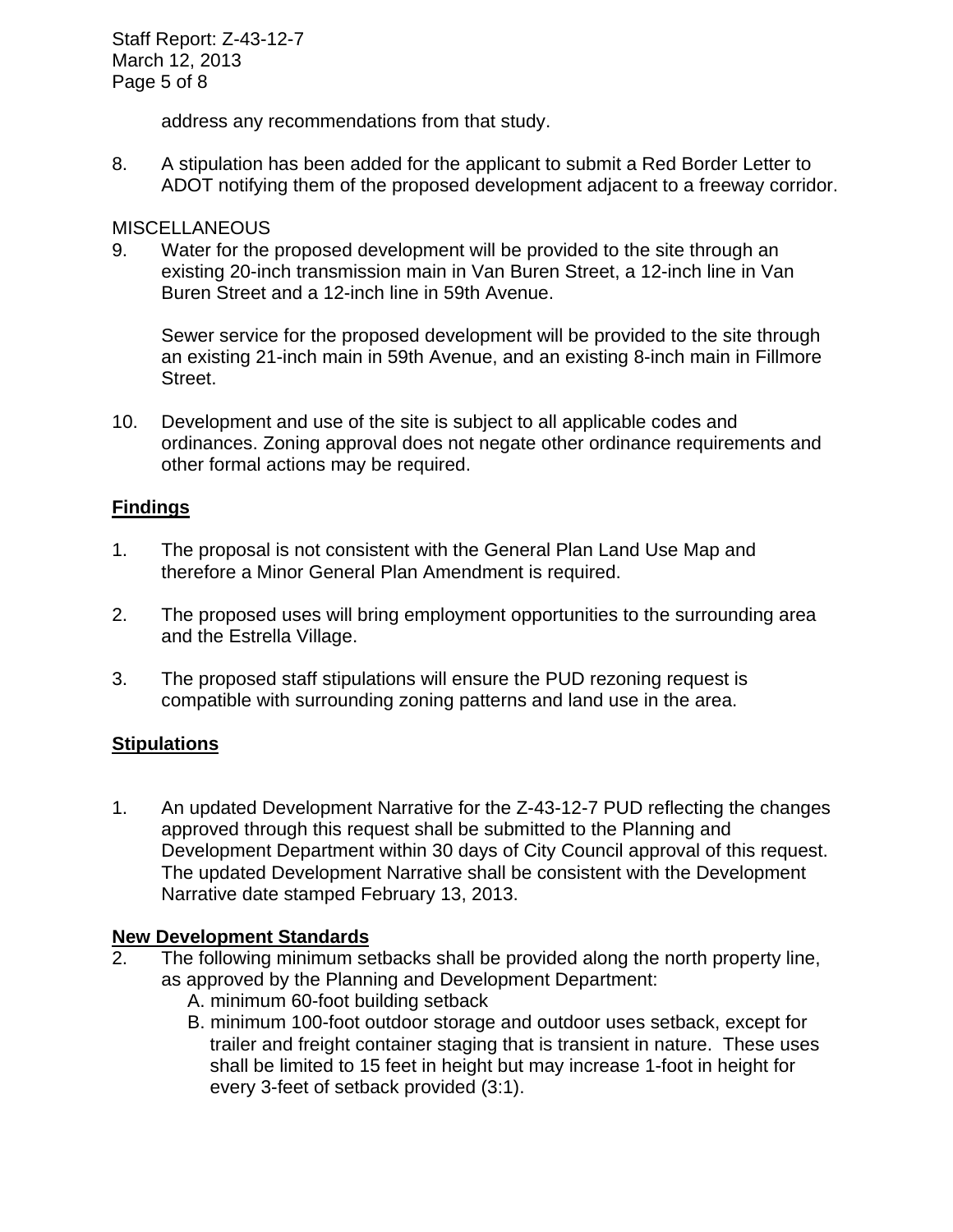address any recommendations from that study.

8. A stipulation has been added for the applicant to submit a Red Border Letter to ADOT notifying them of the proposed development adjacent to a freeway corridor.

MISCELLANEOUS

9. Water for the proposed development will be provided to the site through an existing 20-inch transmission main in Van Buren Street, a 12-inch line in Van Buren Street and a 12-inch line in 59th Avenue.

   Sewer service for the proposed development will be provided to the site through an existing 21-inch main in 59th Avenue, and an existing 8-inch main in Fillmore Street.

10. Development and use of the site is subject to all applicable codes and ordinances. Zoning approval does not negate other ordinance requirements and other formal actions may be required.

## Findings

1. The proposal is not consistent with the General Plan Land Use Map and therefore a Minor General Plan Amendment is required.

2. The proposed uses will bring employment opportunities to the surrounding area and the Estrella Village.

3. The proposed staff stipulations will ensure the PUD rezoning request is compatible with surrounding zoning patterns and land use in the area.

## Stipulations

1. An updated Development Narrative for the Z-43-12-7 PUD reflecting the changes approved through this request shall be submitted to the Planning and Development Department within 30 days of City Council approval of this request. The updated Development Narrative shall be consistent with the Development Narrative date stamped February 13, 2013.

### New Development Standards

2. The following minimum setbacks shall be provided along the north property line, as approved by the Planning and Development Department:
   A. minimum 60-foot building setback
   B. minimum 100-foot outdoor storage and outdoor uses setback, except for trailer and freight container staging that is transient in nature. These uses shall be limited to 15 feet in height but may increase 1-foot in height for every 3-feet of setback provided (3:1).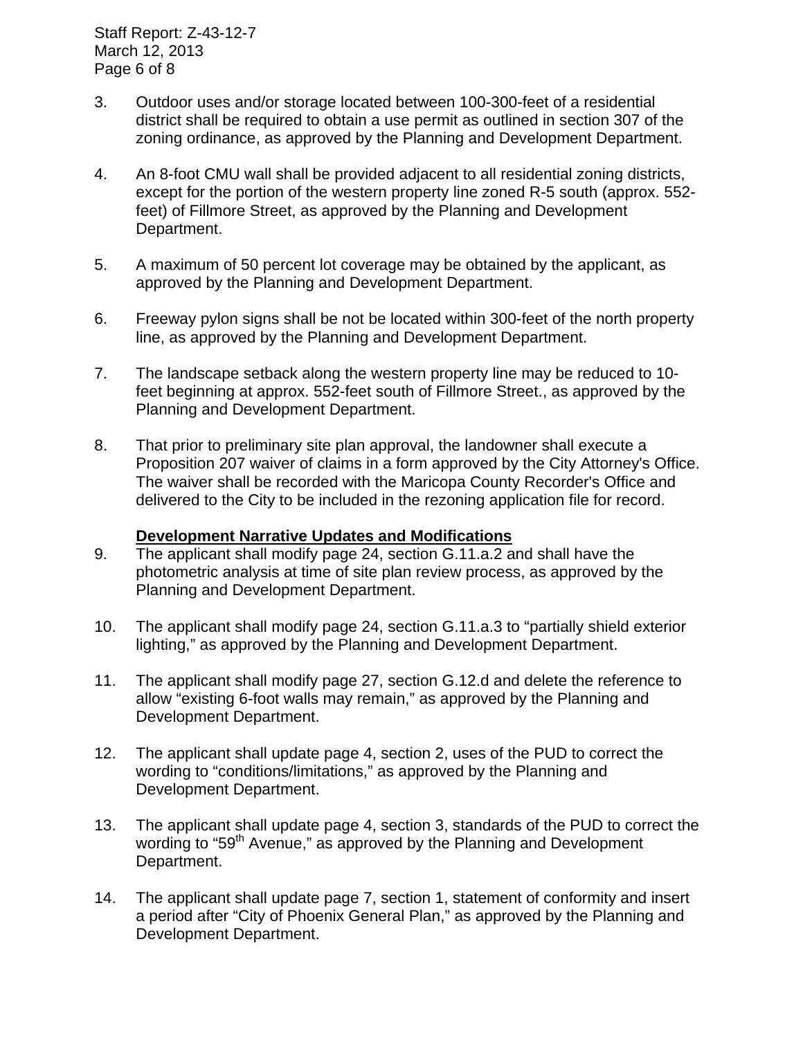3. Outdoor uses and/or storage located between 100-300-feet of a residential district shall be required to obtain a use permit as outlined in section 307 of the zoning ordinance, as approved by the Planning and Development Department.

4. An 8-foot CMU wall shall be provided adjacent to all residential zoning districts, except for the portion of the western property line zoned R-5 south (approx. 552-feet) of Fillmore Street, as approved by the Planning and Development Department.

5. A maximum of 50 percent lot coverage may be obtained by the applicant, as approved by the Planning and Development Department.

6. Freeway pylon signs shall be not be located within 300-feet of the north property line, as approved by the Planning and Development Department.

7. The landscape setback along the western property line may be reduced to 10-feet beginning at approx. 552-feet south of Fillmore Street., as approved by the Planning and Development Department.

8. That prior to preliminary site plan approval, the landowner shall execute a Proposition 207 waiver of claims in a form approved by the City Attorney's Office. The waiver shall be recorded with the Maricopa County Recorder's Office and delivered to the City to be included in the rezoning application file for record.

**Development Narrative Updates and Modifications**

9. The applicant shall modify page 24, section G.11.a.2 and shall have the photometric analysis at time of site plan review process, as approved by the Planning and Development Department.

10. The applicant shall modify page 24, section G.11.a.3 to "partially shield exterior lighting," as approved by the Planning and Development Department.

11. The applicant shall modify page 27, section G.12.d and delete the reference to allow "existing 6-foot walls may remain," as approved by the Planning and Development Department.

12. The applicant shall update page 4, section 2, uses of the PUD to correct the wording to "conditions/limitations," as approved by the Planning and Development Department.

13. The applicant shall update page 4, section 3, standards of the PUD to correct the wording to "59th Avenue," as approved by the Planning and Development Department.

14. The applicant shall update page 7, section 1, statement of conformity and insert a period after "City of Phoenix General Plan," as approved by the Planning and Development Department.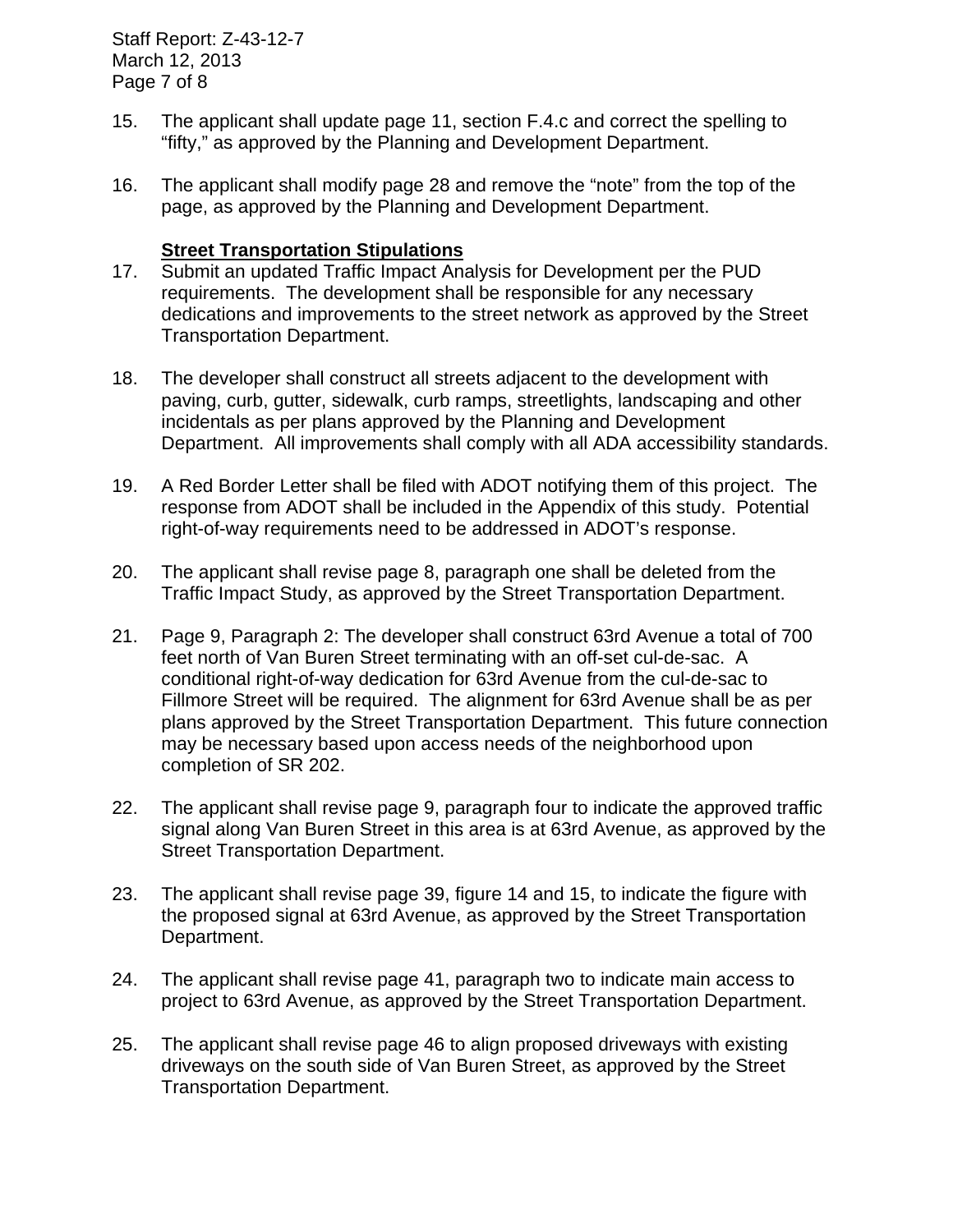15. The applicant shall update page 11, section F.4.c and correct the spelling to "fifty," as approved by the Planning and Development Department.

16. The applicant shall modify page 28 and remove the "note" from the top of the page, as approved by the Planning and Development Department.

**Street Transportation Stipulations**

17. Submit an updated Traffic Impact Analysis for Development per the PUD requirements. The development shall be responsible for any necessary dedications and improvements to the street network as approved by the Street Transportation Department.

18. The developer shall construct all streets adjacent to the development with paving, curb, gutter, sidewalk, curb ramps, streetlights, landscaping and other incidentals as per plans approved by the Planning and Development Department. All improvements shall comply with all ADA accessibility standards.

19. A Red Border Letter shall be filed with ADOT notifying them of this project. The response from ADOT shall be included in the Appendix of this study. Potential right-of-way requirements need to be addressed in ADOT's response.

20. The applicant shall revise page 8, paragraph one shall be deleted from the Traffic Impact Study, as approved by the Street Transportation Department.

21. Page 9, Paragraph 2: The developer shall construct 63rd Avenue a total of 700 feet north of Van Buren Street terminating with an off-set cul-de-sac. A conditional right-of-way dedication for 63rd Avenue from the cul-de-sac to Fillmore Street will be required. The alignment for 63rd Avenue shall be as per plans approved by the Street Transportation Department. This future connection may be necessary based upon access needs of the neighborhood upon completion of SR 202.

22. The applicant shall revise page 9, paragraph four to indicate the approved traffic signal along Van Buren Street in this area is at 63rd Avenue, as approved by the Street Transportation Department.

23. The applicant shall revise page 39, figure 14 and 15, to indicate the figure with the proposed signal at 63rd Avenue, as approved by the Street Transportation Department.

24. The applicant shall revise page 41, paragraph two to indicate main access to project to 63rd Avenue, as approved by the Street Transportation Department.

25. The applicant shall revise page 46 to align proposed driveways with existing driveways on the south side of Van Buren Street, as approved by the Street Transportation Department.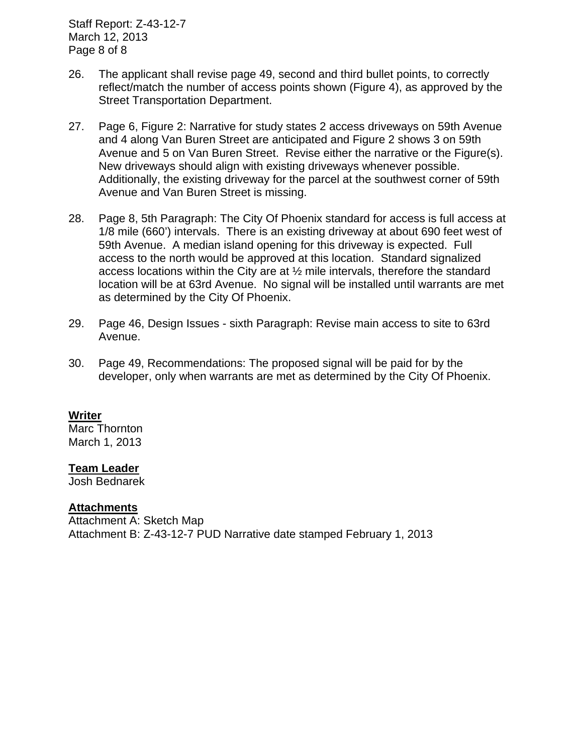26. The applicant shall revise page 49, second and third bullet points, to correctly reflect/match the number of access points shown (Figure 4), as approved by the Street Transportation Department.

27. Page 6, Figure 2: Narrative for study states 2 access driveways on 59th Avenue and 4 along Van Buren Street are anticipated and Figure 2 shows 3 on 59th Avenue and 5 on Van Buren Street. Revise either the narrative or the Figure(s). New driveways should align with existing driveways whenever possible. Additionally, the existing driveway for the parcel at the southwest corner of 59th Avenue and Van Buren Street is missing.

28. Page 8, 5th Paragraph: The City Of Phoenix standard for access is full access at 1/8 mile (660') intervals. There is an existing driveway at about 690 feet west of 59th Avenue. A median island opening for this driveway is expected. Full access to the north would be approved at this location. Standard signalized access locations within the City are at ½ mile intervals, therefore the standard location will be at 63rd Avenue. No signal will be installed until warrants are met as determined by the City Of Phoenix.

29. Page 46, Design Issues - sixth Paragraph: Revise main access to site to 63rd Avenue.

30. Page 49, Recommendations: The proposed signal will be paid for by the developer, only when warrants are met as determined by the City Of Phoenix.

**Writer**
Marc Thornton
March 1, 2013

**Team Leader**
Josh Bednarek

**Attachments**
Attachment A: Sketch Map
Attachment B: Z-43-12-7 PUD Narrative date stamped February 1, 2013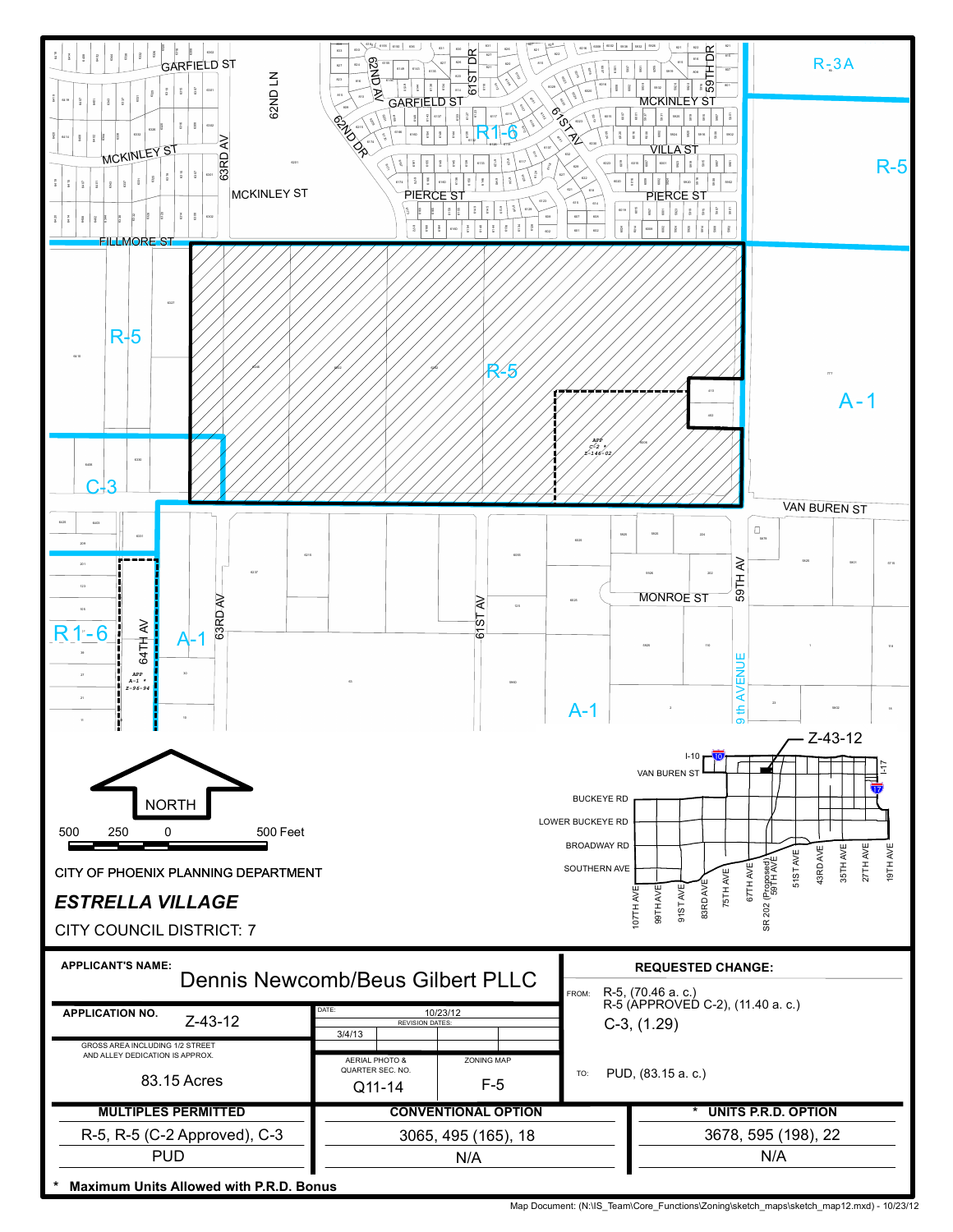CITY OF PHOENIX PLANNING DEPARTMENT

***ESTRELLA VILLAGE***

CITY COUNCIL DISTRICT: 7

| | | | |
|---|---|---|---|
| **APPLICANT'S NAME:** Dennis Newcomb/Beus Gilbert PLLC | | | **REQUESTED CHANGE:** |
| **APPLICATION NO.** Z-43-12 | DATE: 10/23/12 | REVISION DATES: 3/4/13 | FROM: R-5, (70.46 a. c.) R-5 (APPROVED C-2), (11.40 a. c.) C-3, (1.29) |
| GROSS AREA INCLUDING 1/2 STREET AND ALLEY DEDICATION IS APPROX. 83.15 Acres | AERIAL PHOTO & QUARTER SEC. NO. Q11-14 | ZONING MAP F-5 | TO: PUD, (83.15 a. c.) |

| MULTIPLES PERMITTED | CONVENTIONAL OPTION | * UNITS P.R.D. OPTION |
|---|---|---|
| R-5, R-5 (C-2 Approved), C-3 | 3065, 495 (165), 18 | 3678, 595 (198), 22 |
| PUD | N/A | N/A |

\* **Maximum Units Allowed with P.R.D. Bonus**

Map Document: (N:\IS_Team\Core_Functions\Zoning\sketch_maps\sketch_map12.mxd) - 10/23/12